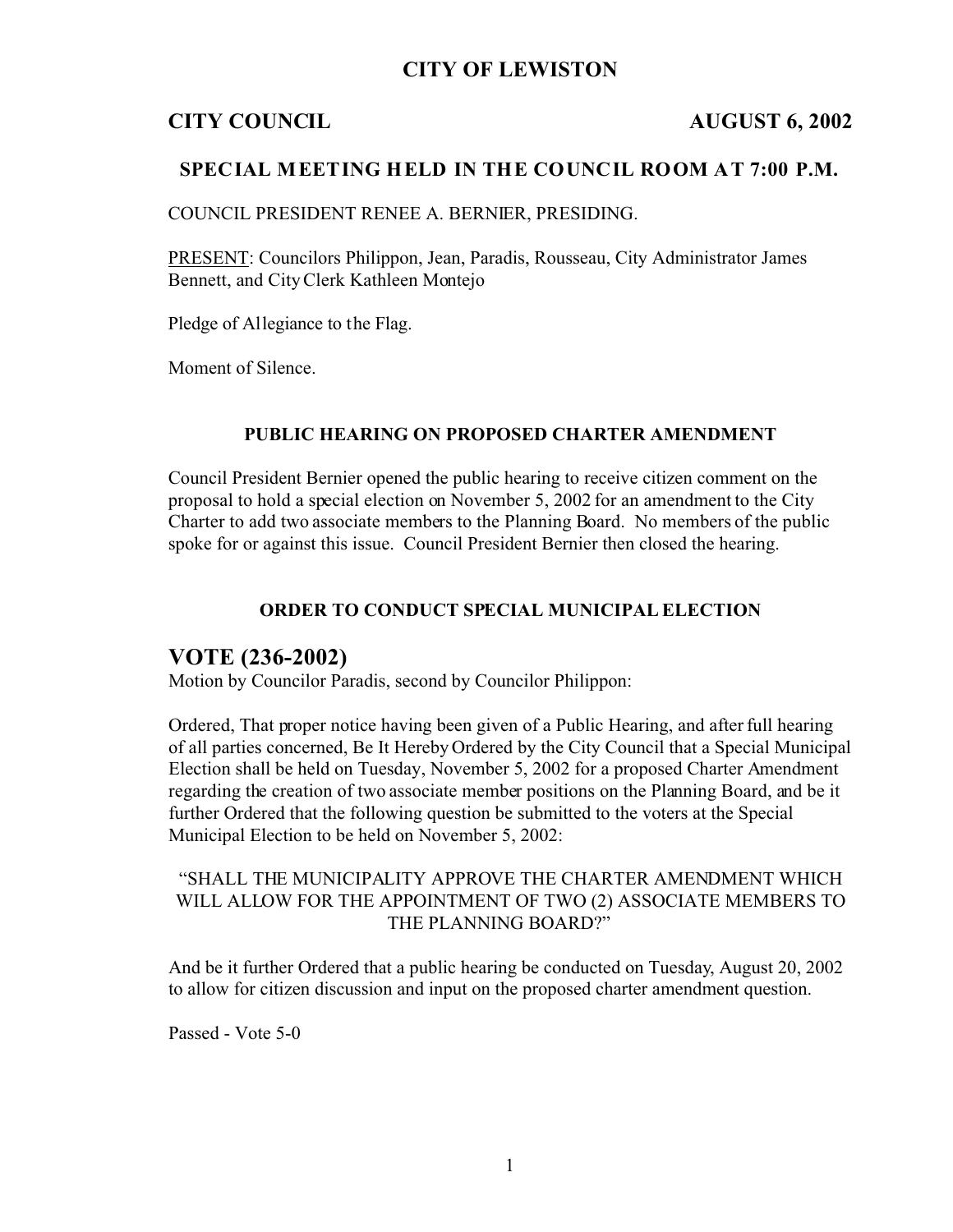# CITY OF LEWISTON

## CITY COUNCIL AUGUST 6, 2002

### SPECIAL MEETING HELD IN THE COUNCIL ROOM AT 7:00 P.M.

COUNCIL PRESIDENT RENEE A. BERNIER, PRESIDING.

PRESENT: Councilors Philippon, Jean, Paradis, Rousseau, City Administrator James Bennett, and City Clerk Kathleen Montejo

Pledge of Allegiance to the Flag.

Moment of Silence.

### PUBLIC HEARING ON PROPOSED CHARTER AMENDMENT

Council President Bernier opened the public hearing to receive citizen comment on the proposal to hold a special election on November 5, 2002 for an amendment to the City Charter to add two associate members to the Planning Board. No members of the public spoke for or against this issue. Council President Bernier then closed the hearing.

### ORDER TO CONDUCT SPECIAL MUNICIPAL ELECTION

## VOTE (236-2002)

Motion by Councilor Paradis, second by Councilor Philippon:

Ordered, That proper notice having been given of a Public Hearing, and after full hearing of all parties concerned, Be It Hereby Ordered by the City Council that a Special Municipal Election shall be held on Tuesday, November 5, 2002 for a proposed Charter Amendment regarding the creation of two associate member positions on the Planning Board, and be it further Ordered that the following question be submitted to the voters at the Special Municipal Election to be held on November 5, 2002:

"SHALL THE MUNICIPALITY APPROVE THE CHARTER AMENDMENT WHICH WILL ALLOW FOR THE APPOINTMENT OF TWO (2) ASSOCIATE MEMBERS TO THE PLANNING BOARD?"

And be it further Ordered that a public hearing be conducted on Tuesday, August 20, 2002 to allow for citizen discussion and input on the proposed charter amendment question.

Passed - Vote 5-0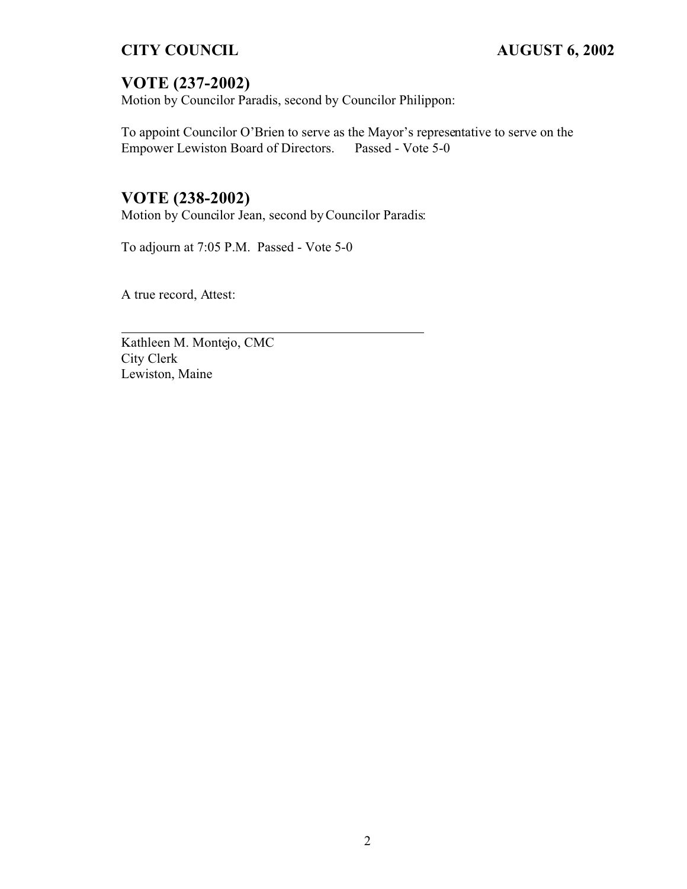## VOTE (237-2002)

Motion by Councilor Paradis, second by Councilor Philippon:

To appoint Councilor O'Brien to serve as the Mayor's representative to serve on the Empower Lewiston Board of Directors. Passed - Vote 5-0

## VOTE (238-2002)

Motion by Councilor Jean, second by Councilor Paradis:

To adjourn at 7:05 P.M. Passed - Vote 5-0

A true record, Attest:

Kathleen M. Montejo, CMC
City Clerk
Lewiston, Maine